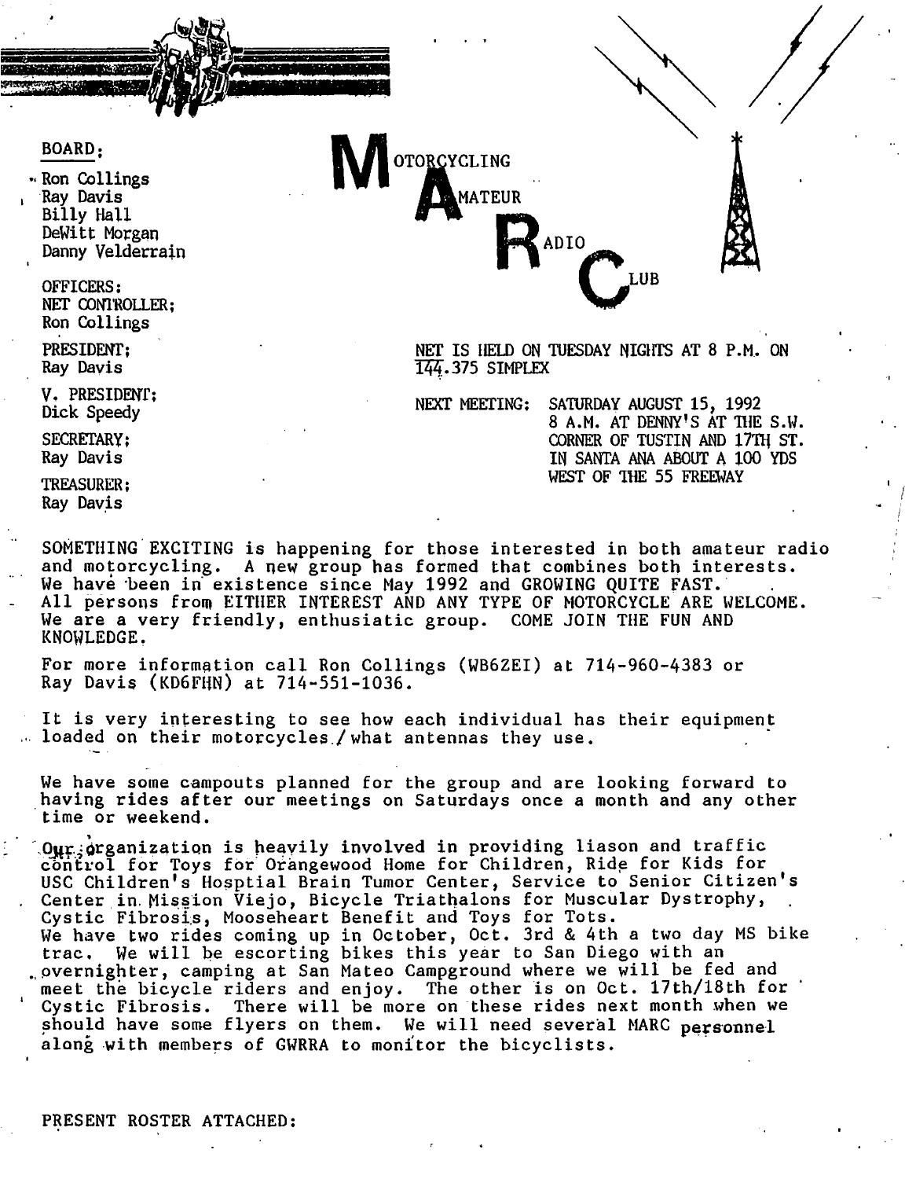# MOTORCYCLING AMATEUR RADIO CLUB

**BOARD:**

- Ron Collings
- Ray Davis
- Billy Hall
- DeWitt Morgan
- Danny Velderrain

**OFFICERS:**

NET CONTROLLER;
Ron Collings

PRESIDENT;
Ray Davis

V. PRESIDENT;
Dick Speedy

SECRETARY;
Ray Davis

TREASURER;
Ray Davis

NET IS HELD ON TUESDAY NIGHTS AT 8 P.M. ON 144.375 SIMPLEX

NEXT MEETING: SATURDAY AUGUST 15, 1992
8 A.M. AT DENNY'S AT THE S.W. CORNER OF TUSTIN AND 17TH ST. IN SANTA ANA ABOUT A 100 YDS WEST OF THE 55 FREEWAY

SOMETHING EXCITING is happening for those interested in both amateur radio and motorcycling. A new group has formed that combines both interests. We have been in existence since May 1992 and GROWING QUITE FAST. All persons from EITHER INTEREST AND ANY TYPE OF MOTORCYCLE ARE WELCOME. We are a very friendly, enthusiatic group. COME JOIN THE FUN AND KNOWLEDGE.

For more information call Ron Collings (WB6ZEI) at 714-960-4383 or Ray Davis (KD6FHN) at 714-551-1036.

It is very interesting to see how each individual has their equipment loaded on their motorcycles./what antennas they use.

We have some campouts planned for the group and are looking forward to having rides after our meetings on Saturdays once a month and any other time or weekend.

Our organization is heavily involved in providing liason and traffic control for Toys for Orangewood Home for Children, Ride for Kids for USC Children's Hosptial Brain Tumor Center, Service to Senior Citizen's Center in Mission Viejo, Bicycle Triathalons for Muscular Dystrophy, Cystic Fibrosis, Mooseheart Benefit and Toys for Tots.
We have two rides coming up in October, Oct. 3rd & 4th a two day MS bike trac. We will be escorting bikes this year to San Diego with an overnighter, camping at San Mateo Campground where we will be fed and meet the bicycle riders and enjoy. The other is on Oct. 17th/18th for Cystic Fibrosis. There will be more on these rides next month when we should have some flyers on them. We will need several MARC personnel along with members of GWRRA to monitor the bicyclists.

PRESENT ROSTER ATTACHED: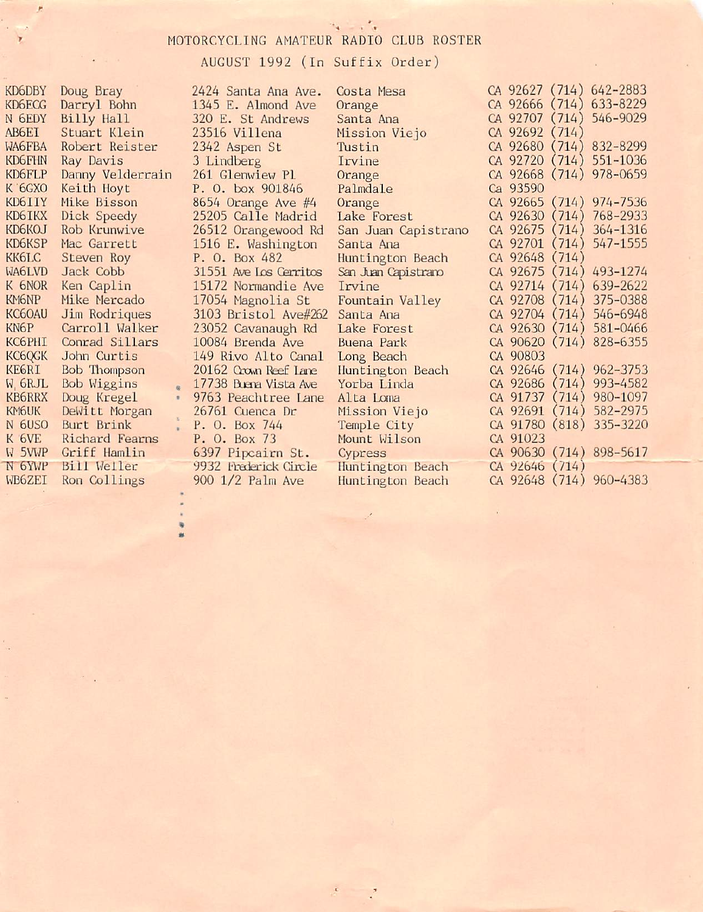# MOTORCYCLING AMATEUR RADIO CLUB ROSTER

## AUGUST 1992 (In Suffix Order)

| | | | | |
|---|---|---|---|---|
| KD6DBY | Doug Bray | 2424 Santa Ana Ave. | Costa Mesa | CA 92627 (714) 642-2883 |
| KD6ECG | Darryl Bohn | 1345 E. Almond Ave | Orange | CA 92666 (714) 633-8229 |
| N 6EDY | Billy Hall | 320 E. St Andrews | Santa Ana | CA 92707 (714) 546-9029 |
| AB6EI | Stuart Klein | 23516 Villena | Mission Viejo | CA 92692 (714) |
| WA6FBA | Robert Reister | 2342 Aspen St | Tustin | CA 92680 (714) 832-8299 |
| KD6FHN | Ray Davis | 3 Lindberg | Irvine | CA 92720 (714) 551-1036 |
| KD6FLP | Danny Velderrain | 261 Glenwiew Pl | Orange | CA 92668 (714) 978-0659 |
| K 6GXO | Keith Hoyt | P. O. box 901846 | Palmdale | Ca 93590 |
| KD6IIY | Mike Bisson | 8654 Orange Ave #4 | Orange | CA 92665 (714) 974-7536 |
| KD6IKX | Dick Speedy | 25205 Calle Madrid | Lake Forest | CA 92630 (714) 768-2933 |
| KD6KOJ | Rob Krunwive | 26512 Orangewood Rd | San Juan Capistrano | CA 92675 (714) 364-1316 |
| KD6KSP | Mac Garrett | 1516 E. Washington | Santa Ana | CA 92701 (714) 547-1555 |
| KK6LC | Steven Roy | P. O. Box 482 | Huntington Beach | CA 92648 (714) |
| WA6LVD | Jack Cobb | 31551 Ave Los Cerritos | San Juan Capistrano | CA 92675 (714) 493-1274 |
| K 6NOR | Ken Caplin | 15172 Normandie Ave | Irvine | CA 92714 (714) 639-2622 |
| KM6NP | Mike Mercado | 17054 Magnolia St | Fountain Valley | CA 92708 (714) 375-0388 |
| KC6OAU | Jim Rodriques | 3103 Bristol Ave#262 | Santa Ana | CA 92704 (714) 546-6948 |
| KN6P | Carroll Walker | 23052 Cavanaugh Rd | Lake Forest | CA 92630 (714) 581-0466 |
| KC6PHI | Conrad Sillars | 10084 Brenda Ave | Buena Park | CA 90620 (714) 828-6355 |
| KC6QGK | John Curtis | 149 Rivo Alto Canal | Long Beach | CA 90803 |
| KE6RI | Bob Thompson | 20162 Crown Reef Lane | Huntington Beach | CA 92646 (714) 962-3753 |
| W 6RJL | Bob Wiggins | 17738 Buena Vista Ave | Yorba Linda | CA 92686 (714) 993-4582 |
| KB6RRX | Doug Kregel | 9763 Peachtree Lane | Alta Loma | CA 91737 (714) 980-1097 |
| KM6UK | DeWitt Morgan | 26761 Cuenca Dr | Mission Viejo | CA 92691 (714) 582-2975 |
| N 6USO | Burt Brink | P. O. Box 744 | Temple City | CA 91780 (818) 335-3220 |
| K 6VE | Richard Fearns | P. O. Box 73 | Mount Wilson | CA 91023 |
| W 5VWP | Griff Hamlin | 6397 Pipcairn St. | Cypress | CA 90630 (714) 898-5617 |
| N 6YWP | Bill Weller | 9932 Frederick Circle | Huntington Beach | CA 92646 (714) |
| WB6ZEI | Ron Collings | 900 1/2 Palm Ave | Huntington Beach | CA 92648 (714) 960-4383 |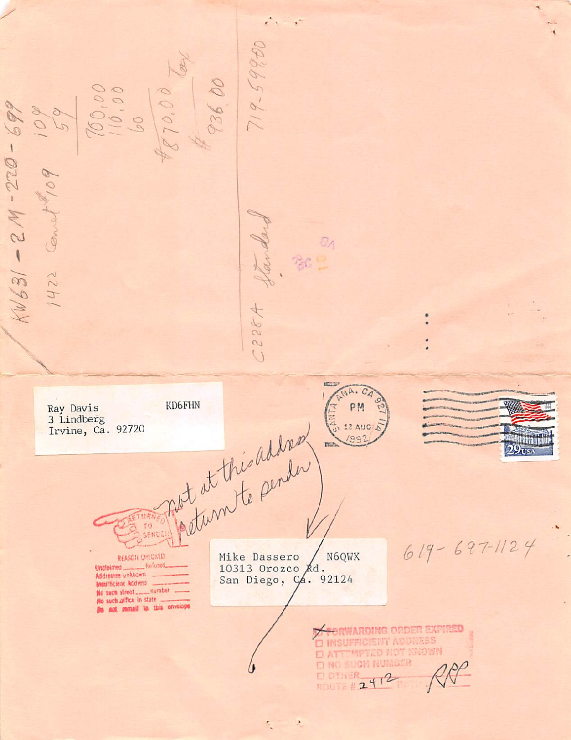KW631 - 2M - 220 - 699

1422 Cont #109

109
59

760.00
110.00
60

#870.00 Tax

#936.00

719-599.00

C228A Standard

Ray Davis KD6FHN
3 Lindberg
Irvine, Ca. 92720

SANTA ANA, CA 927
PM
12 AUG
1992

29 USA

not at this address
return to sender

RETURNED TO SENDER

REASON CHECKED
Unclaimed ____ Refused ____
Addressee unknown ____
Insufficient Address ____
No such street ____ number ____
No such office in state ____
Do not remail in this envelope

Mike Dassero N6QWX
10313 Orozco Rd.
San Diego, Ca. 92124

619-697-1124

☒ FORWARDING ORDER EXPIRED
☐ INSUFFICIENT ADDRESS
☐ ATTEMPTED NOT KNOWN
☐ NO SUCH NUMBER
☐ OTHER ____
ROUTE # 2412 RP